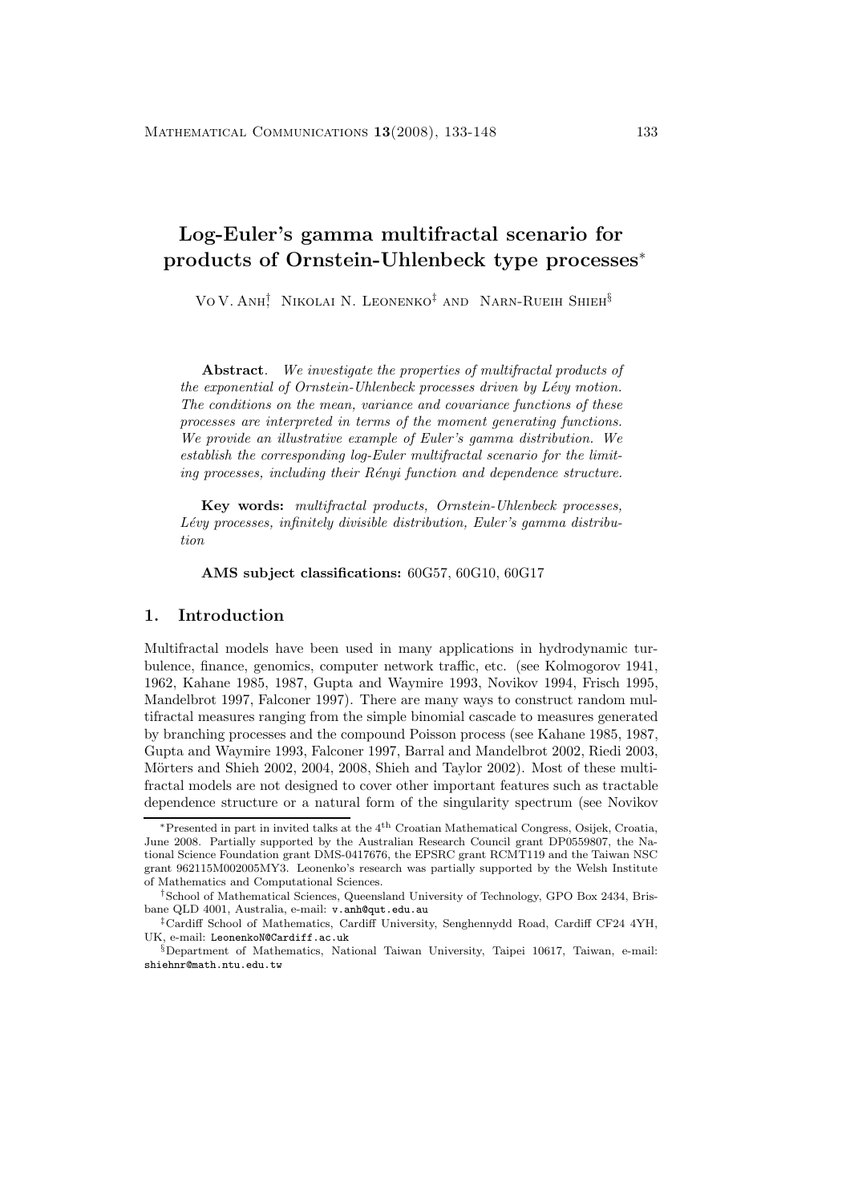# Log-Euler's gamma multifractal scenario for products of Ornstein-Uhlenbeck type processes*

Vo V. Anh[†], Nikolai N. Leonenko[‡] and Narn-Rueih Shieh[§]

**Abstract**. *We investigate the properties of multifractal products of the exponential of Ornstein-Uhlenbeck processes driven by Lévy motion. The conditions on the mean, variance and covariance functions of these processes are interpreted in terms of the moment generating functions. We provide an illustrative example of Euler's gamma distribution. We establish the corresponding log-Euler multifractal scenario for the limiting processes, including their Rényi function and dependence structure.*

**Key words:** *multifractal products, Ornstein-Uhlenbeck processes, Lévy processes, infinitely divisible distribution, Euler's gamma distribution*

**AMS subject classifications:** 60G57, 60G10, 60G17

## 1. Introduction

Multifractal models have been used in many applications in hydrodynamic turbulence, finance, genomics, computer network traffic, etc. (see Kolmogorov 1941, 1962, Kahane 1985, 1987, Gupta and Waymire 1993, Novikov 1994, Frisch 1995, Mandelbrot 1997, Falconer 1997). There are many ways to construct random multifractal measures ranging from the simple binomial cascade to measures generated by branching processes and the compound Poisson process (see Kahane 1985, 1987, Gupta and Waymire 1993, Falconer 1997, Barral and Mandelbrot 2002, Riedi 2003, Mörters and Shieh 2002, 2004, 2008, Shieh and Taylor 2002). Most of these multifractal models are not designed to cover other important features such as tractable dependence structure or a natural form of the singularity spectrum (see Novikov

---

*Presented in part in invited talks at the 4[th] Croatian Mathematical Congress, Osijek, Croatia, June 2008. Partially supported by the Australian Research Council grant DP0559807, the National Science Foundation grant DMS-0417676, the EPSRC grant RCMT119 and the Taiwan NSC grant 962115M002005MY3. Leonenko's research was partially supported by the Welsh Institute of Mathematics and Computational Sciences.

[†]School of Mathematical Sciences, Queensland University of Technology, GPO Box 2434, Brisbane QLD 4001, Australia, e-mail: v.anh@qut.edu.au

[‡]Cardiff School of Mathematics, Cardiff University, Senghennydd Road, Cardiff CF24 4YH, UK, e-mail: LeonenkoN@Cardiff.ac.uk

[§]Department of Mathematics, National Taiwan University, Taipei 10617, Taiwan, e-mail: shiehnr@math.ntu.edu.tw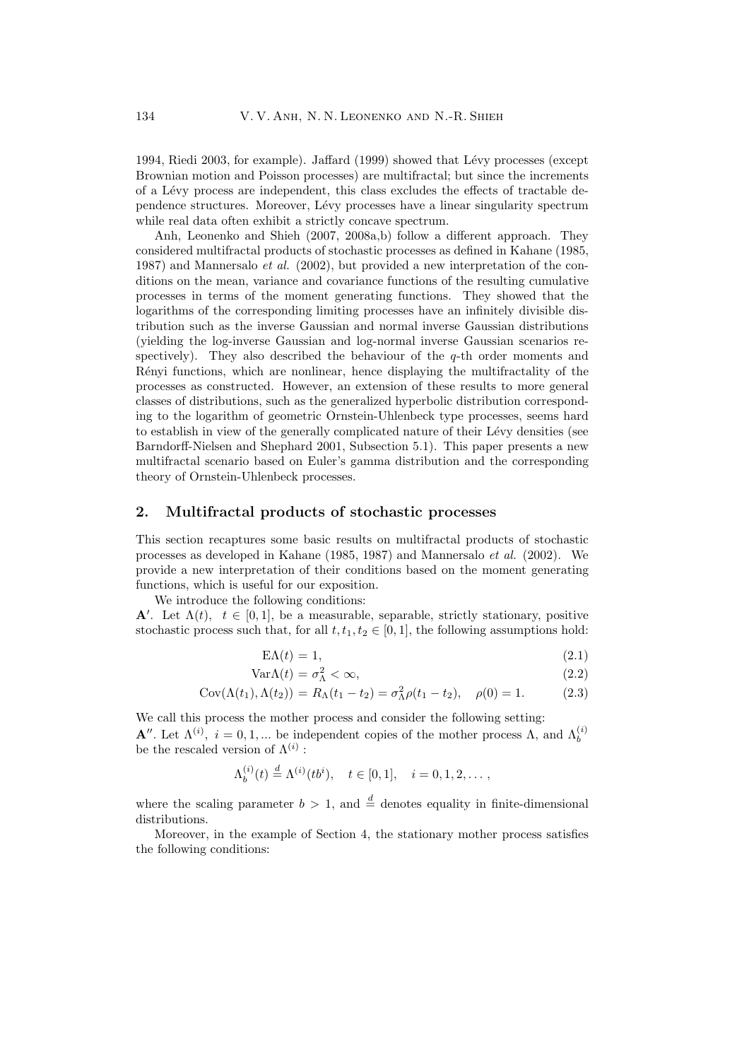1994, Riedi 2003, for example). Jaffard (1999) showed that Lévy processes (except Brownian motion and Poisson processes) are multifractal; but since the increments of a Lévy process are independent, this class excludes the effects of tractable dependence structures. Moreover, Lévy processes have a linear singularity spectrum while real data often exhibit a strictly concave spectrum.

Anh, Leonenko and Shieh (2007, 2008a,b) follow a different approach. They considered multifractal products of stochastic processes as defined in Kahane (1985, 1987) and Mannersalo *et al.* (2002), but provided a new interpretation of the conditions on the mean, variance and covariance functions of the resulting cumulative processes in terms of the moment generating functions. They showed that the logarithms of the corresponding limiting processes have an infinitely divisible distribution such as the inverse Gaussian and normal inverse Gaussian distributions (yielding the log-inverse Gaussian and log-normal inverse Gaussian scenarios respectively). They also described the behaviour of the $q$-th order moments and Rényi functions, which are nonlinear, hence displaying the multifractality of the processes as constructed. However, an extension of these results to more general classes of distributions, such as the generalized hyperbolic distribution corresponding to the logarithm of geometric Ornstein-Uhlenbeck type processes, seems hard to establish in view of the generally complicated nature of their Lévy densities (see Barndorff-Nielsen and Shephard 2001, Subsection 5.1). This paper presents a new multifractal scenario based on Euler's gamma distribution and the corresponding theory of Ornstein-Uhlenbeck processes.

## 2. Multifractal products of stochastic processes

This section recaptures some basic results on multifractal products of stochastic processes as developed in Kahane (1985, 1987) and Mannersalo *et al.* (2002). We provide a new interpretation of their conditions based on the moment generating functions, which is useful for our exposition.

We introduce the following conditions:

**A′**. Let $\Lambda(t),\ t \in [0,1]$, be a measurable, separable, strictly stationary, positive stochastic process such that, for all $t, t_1, t_2 \in [0,1]$, the following assumptions hold:

$$\mathrm{E}\Lambda(t) = 1, \tag{2.1}$$

$$\mathrm{Var}\Lambda(t) = \sigma_\Lambda^2 < \infty, \tag{2.2}$$

$$\mathrm{Cov}(\Lambda(t_1), \Lambda(t_2)) = R_\Lambda(t_1 - t_2) = \sigma_\Lambda^2 \rho(t_1 - t_2), \quad \rho(0) = 1. \tag{2.3}$$

We call this process the mother process and consider the following setting:

**A″**. Let $\Lambda^{(i)},\ i = 0, 1, \ldots$ be independent copies of the mother process $\Lambda$, and $\Lambda_b^{(i)}$ be the rescaled version of $\Lambda^{(i)}$ :

$$\Lambda_b^{(i)}(t) \stackrel{d}{=} \Lambda^{(i)}(tb^i), \quad t \in [0,1], \quad i = 0, 1, 2, \ldots,$$

where the scaling parameter $b > 1$, and $\stackrel{d}{=}$ denotes equality in finite-dimensional distributions.

Moreover, in the example of Section 4, the stationary mother process satisfies the following conditions: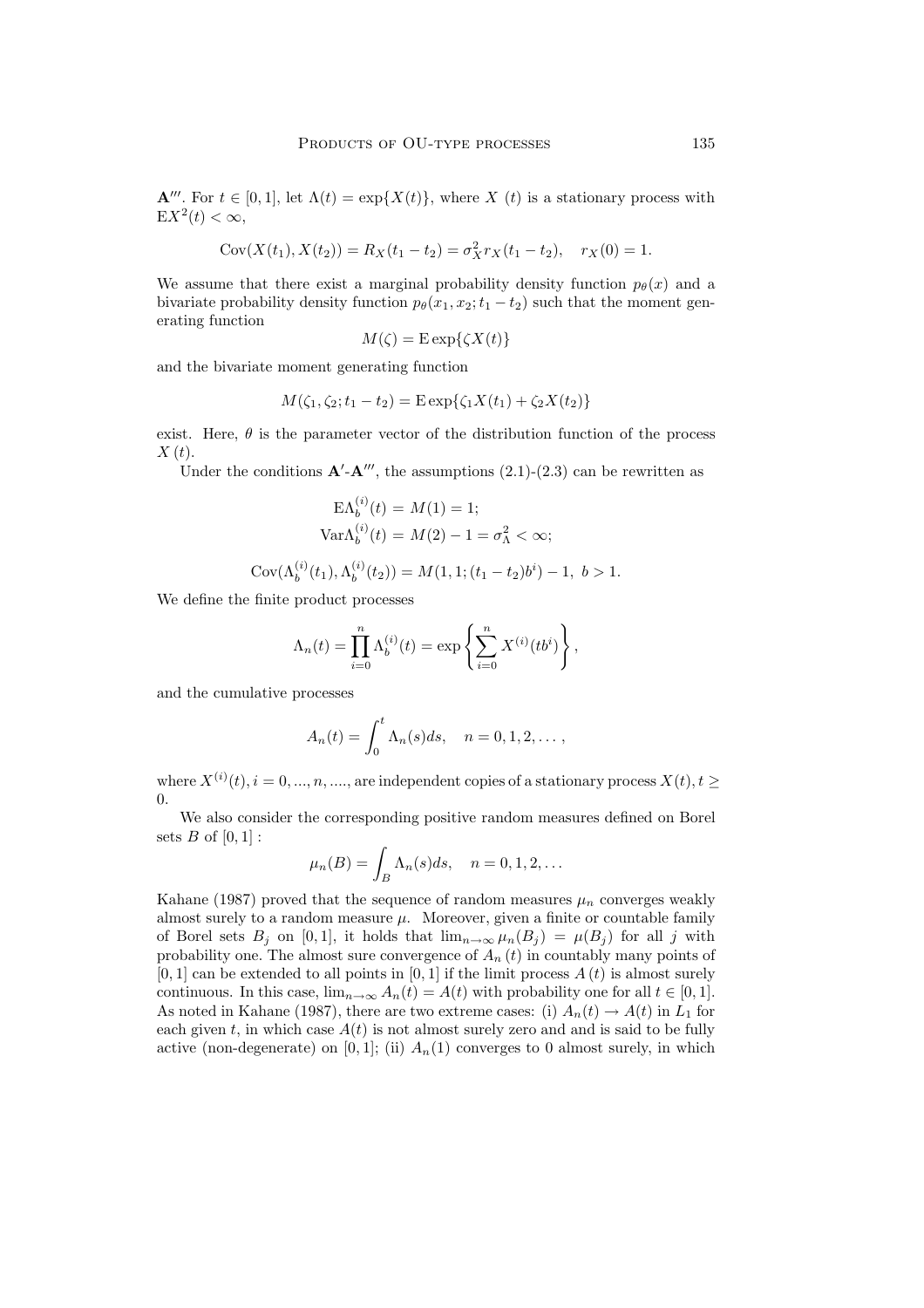$\mathbf{A}'''$. For $t \in [0,1]$, let $\Lambda(t) = \exp\{X(t)\}$, where $X\ (t)$ is a stationary process with $\mathrm{E}X^2(t) < \infty$,

$$\mathrm{Cov}(X(t_1), X(t_2)) = R_X(t_1 - t_2) = \sigma_X^2 r_X(t_1 - t_2), \quad r_X(0) = 1.$$

We assume that there exist a marginal probability density function $p_\theta(x)$ and a bivariate probability density function $p_\theta(x_1, x_2; t_1 - t_2)$ such that the moment generating function

$$M(\zeta) = \mathrm{E}\exp\{\zeta X(t)\}$$

and the bivariate moment generating function

$$M(\zeta_1, \zeta_2; t_1 - t_2) = \mathrm{E}\exp\{\zeta_1 X(t_1) + \zeta_2 X(t_2)\}$$

exist. Here, $\theta$ is the parameter vector of the distribution function of the process $X\ (t)$.

Under the conditions $\mathbf{A}'$-$\mathbf{A}'''$, the assumptions (2.1)-(2.3) can be rewritten as

$$\mathrm{E}\Lambda_b^{(i)}(t) = M(1) = 1;$$

$$\mathrm{Var}\Lambda_b^{(i)}(t) = M(2) - 1 = \sigma_\Lambda^2 < \infty;$$

$$\mathrm{Cov}(\Lambda_b^{(i)}(t_1), \Lambda_b^{(i)}(t_2)) = M(1, 1; (t_1 - t_2)b^i) - 1, \ b > 1.$$

We define the finite product processes

$$\Lambda_n(t) = \prod_{i=0}^{n} \Lambda_b^{(i)}(t) = \exp\left\{\sum_{i=0}^{n} X^{(i)}(tb^i)\right\},$$

and the cumulative processes

$$A_n(t) = \int_0^t \Lambda_n(s)ds, \quad n = 0, 1, 2, \dots,$$

where $X^{(i)}(t), i = 0, ..., n, ....,$ are independent copies of a stationary process $X(t), t \geq 0$.

We also consider the corresponding positive random measures defined on Borel sets $B$ of $[0,1]$ :

$$\mu_n(B) = \int_B \Lambda_n(s)ds, \quad n = 0, 1, 2, \dots$$

Kahane (1987) proved that the sequence of random measures $\mu_n$ converges weakly almost surely to a random measure $\mu$. Moreover, given a finite or countable family of Borel sets $B_j$ on $[0,1]$, it holds that $\lim_{n\to\infty} \mu_n(B_j) = \mu(B_j)$ for all $j$ with probability one. The almost sure convergence of $A_n\ (t)$ in countably many points of $[0,1]$ can be extended to all points in $[0,1]$ if the limit process $A\ (t)$ is almost surely continuous. In this case, $\lim_{n\to\infty} A_n(t) = A(t)$ with probability one for all $t \in [0,1]$. As noted in Kahane (1987), there are two extreme cases: (i) $A_n(t) \to A(t)$ in $L_1$ for each given $t$, in which case $A(t)$ is not almost surely zero and and is said to be fully active (non-degenerate) on $[0,1]$; (ii) $A_n(1)$ converges to 0 almost surely, in which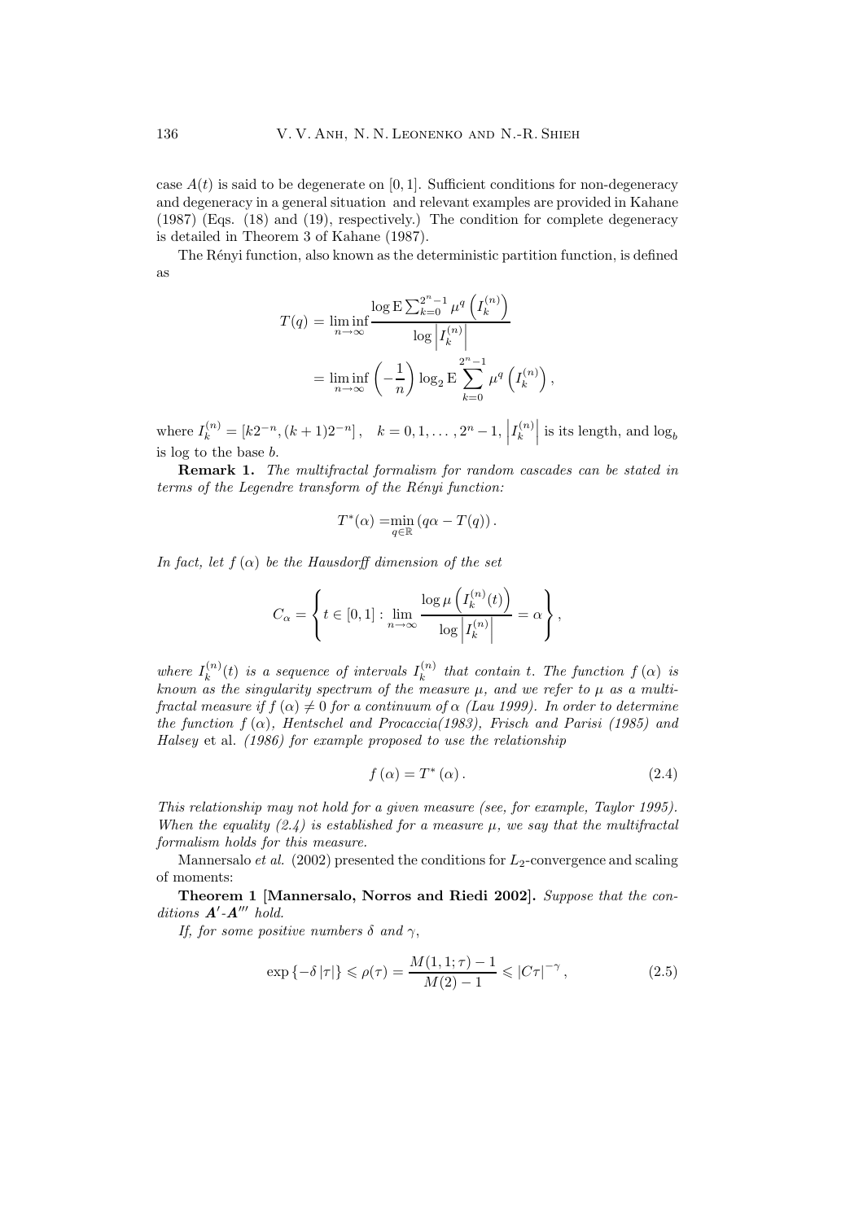case $A(t)$ is said to be degenerate on $[0,1]$. Sufficient conditions for non-degeneracy and degeneracy in a general situation and relevant examples are provided in Kahane (1987) (Eqs. (18) and (19), respectively.) The condition for complete degeneracy is detailed in Theorem 3 of Kahane (1987).

The Rényi function, also known as the deterministic partition function, is defined as

$$T(q) = \liminf_{n\to\infty} \frac{\log \mathrm{E} \sum_{k=0}^{2^n-1} \mu^q \left(I_k^{(n)}\right)}{\log \left|I_k^{(n)}\right|} = \liminf_{n\to\infty} \left(-\frac{1}{n}\right) \log_2 \mathrm{E} \sum_{k=0}^{2^n-1} \mu^q \left(I_k^{(n)}\right),$$

where $I_k^{(n)} = [k2^{-n}, (k+1)2^{-n}]$, $\quad k = 0, 1, \ldots, 2^n - 1$, $\left|I_k^{(n)}\right|$ is its length, and $\log_b$ is log to the base $b$.

**Remark 1.** *The multifractal formalism for random cascades can be stated in terms of the Legendre transform of the Rényi function:*

$$T^*(\alpha) = \min_{q\in\mathbb{R}} \left(q\alpha - T(q)\right).$$

*In fact, let $f(\alpha)$ be the Hausdorff dimension of the set*

$$C_\alpha = \left\{ t \in [0,1] : \lim_{n\to\infty} \frac{\log \mu\left(I_k^{(n)}(t)\right)}{\log \left|I_k^{(n)}\right|} = \alpha \right\},$$

*where $I_k^{(n)}(t)$ is a sequence of intervals $I_k^{(n)}$ that contain $t$. The function $f(\alpha)$ is known as the singularity spectrum of the measure $\mu$, and we refer to $\mu$ as a multifractal measure if $f(\alpha) \neq 0$ for a continuum of $\alpha$ (Lau 1999). In order to determine the function $f(\alpha)$, Hentschel and Procaccia(1983), Frisch and Parisi (1985) and Halsey* et al. *(1986) for example proposed to use the relationship*

$$f(\alpha) = T^*(\alpha). \tag{2.4}$$

*This relationship may not hold for a given measure (see, for example, Taylor 1995). When the equality (2.4) is established for a measure $\mu$, we say that the multifractal formalism holds for this measure.*

Mannersalo *et al.* (2002) presented the conditions for $L_2$-convergence and scaling of moments:

**Theorem 1 [Mannersalo, Norros and Riedi 2002].** *Suppose that the conditions $\boldsymbol{A}'$-$\boldsymbol{A}'''$ hold.*

*If, for some positive numbers $\delta$ and $\gamma$,*

$$\exp\left\{-\delta\left|\tau\right|\right\} \leqslant \rho(\tau) = \frac{M(1,1;\tau) - 1}{M(2) - 1} \leqslant \left|C\tau\right|^{-\gamma}, \tag{2.5}$$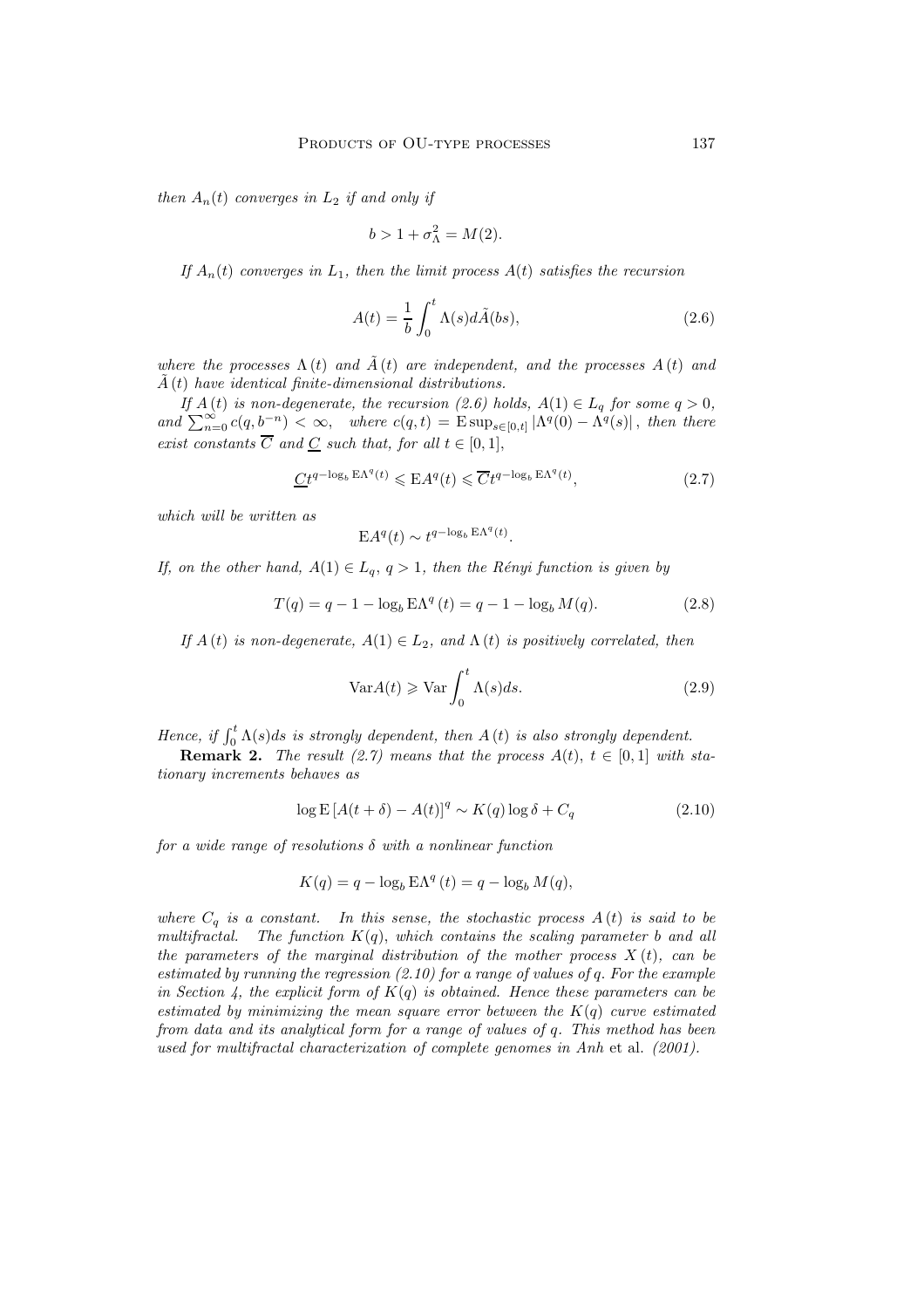*then $A_n(t)$ converges in $L_2$ if and only if*

$$b > 1 + \sigma_\Lambda^2 = M(2).$$

*If $A_n(t)$ converges in $L_1$, then the limit process $A(t)$ satisfies the recursion*

$$A(t) = \frac{1}{b} \int_0^t \Lambda(s) d\tilde{A}(bs), \tag{2.6}$$

*where the processes $\Lambda(t)$ and $\tilde{A}(t)$ are independent, and the processes $A(t)$ and $\tilde{A}(t)$ have identical finite-dimensional distributions.*

*If $A(t)$ is non-degenerate, the recursion (2.6) holds, $A(1) \in L_q$ for some $q > 0$, and $\sum_{n=0}^{\infty} c(q, b^{-n}) < \infty$, where $c(q,t) = \mathrm{E} \sup_{s \in [0,t]} |\Lambda^q(0) - \Lambda^q(s)|$, then there exist constants $\overline{C}$ and $\underline{C}$ such that, for all $t \in [0,1]$,*

$$\underline{C} t^{q - \log_b \mathrm{E}\Lambda^q(t)} \leqslant \mathrm{E}A^q(t) \leqslant \overline{C} t^{q - \log_b \mathrm{E}\Lambda^q(t)}, \tag{2.7}$$

*which will be written as*

$$\mathrm{E}A^q(t) \sim t^{q - \log_b \mathrm{E}\Lambda^q(t)}.$$

*If, on the other hand, $A(1) \in L_q$, $q > 1$, then the Rényi function is given by*

$$T(q) = q - 1 - \log_b \mathrm{E}\Lambda^q(t) = q - 1 - \log_b M(q). \tag{2.8}$$

*If $A(t)$ is non-degenerate, $A(1) \in L_2$, and $\Lambda(t)$ is positively correlated, then*

$$\mathrm{Var} A(t) \geqslant \mathrm{Var} \int_0^t \Lambda(s) ds. \tag{2.9}$$

*Hence, if $\int_0^t \Lambda(s) ds$ is strongly dependent, then $A(t)$ is also strongly dependent.*

**Remark 2.** *The result (2.7) means that the process $A(t)$, $t \in [0,1]$ with stationary increments behaves as*

$$\log \mathrm{E} \left[ A(t+\delta) - A(t) \right]^q \sim K(q) \log \delta + C_q \tag{2.10}$$

*for a wide range of resolutions $\delta$ with a nonlinear function*

$$K(q) = q - \log_b \mathrm{E}\Lambda^q(t) = q - \log_b M(q),$$

*where $C_q$ is a constant. In this sense, the stochastic process $A(t)$ is said to be multifractal. The function $K(q)$, which contains the scaling parameter $b$ and all the parameters of the marginal distribution of the mother process $X(t)$, can be estimated by running the regression (2.10) for a range of values of $q$. For the example in Section 4, the explicit form of $K(q)$ is obtained. Hence these parameters can be estimated by minimizing the mean square error between the $K(q)$ curve estimated from data and its analytical form for a range of values of $q$. This method has been used for multifractal characterization of complete genomes in Anh* et al. *(2001).*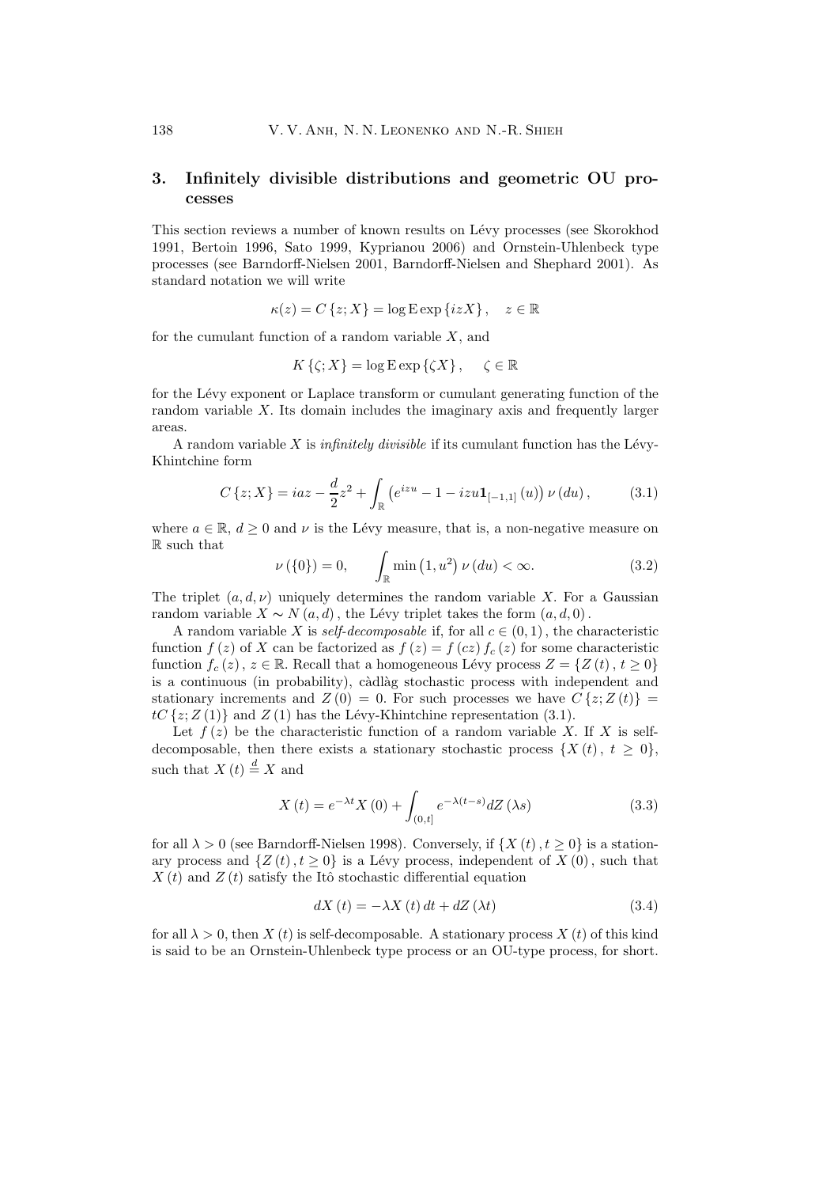## 3. Infinitely divisible distributions and geometric OU processes

This section reviews a number of known results on Lévy processes (see Skorokhod 1991, Bertoin 1996, Sato 1999, Kyprianou 2006) and Ornstein-Uhlenbeck type processes (see Barndorff-Nielsen 2001, Barndorff-Nielsen and Shephard 2001). As standard notation we will write

$$\kappa(z) = C\{z; X\} = \log \mathrm{E} \exp\{izX\}, \quad z \in \mathbb{R}$$

for the cumulant function of a random variable $X$, and

$$K\{\zeta; X\} = \log \mathrm{E} \exp\{\zeta X\}, \quad \zeta \in \mathbb{R}$$

for the Lévy exponent or Laplace transform or cumulant generating function of the random variable $X$. Its domain includes the imaginary axis and frequently larger areas.

A random variable $X$ is *infinitely divisible* if its cumulant function has the Lévy-Khintchine form

$$C\{z; X\} = iaz - \frac{d}{2}z^2 + \int_{\mathbb{R}} \left(e^{izu} - 1 - izu\mathbf{1}_{[-1,1]}(u)\right) \nu(du), \tag{3.1}$$

where $a \in \mathbb{R}$, $d \geq 0$ and $\nu$ is the Lévy measure, that is, a non-negative measure on $\mathbb{R}$ such that

$$\nu(\{0\}) = 0, \qquad \int_{\mathbb{R}} \min\left(1, u^2\right) \nu(du) < \infty. \tag{3.2}$$

The triplet $(a, d, \nu)$ uniquely determines the random variable $X$. For a Gaussian random variable $X \sim N(a, d)$, the Lévy triplet takes the form $(a, d, 0)$.

A random variable $X$ is *self-decomposable* if, for all $c \in (0, 1)$, the characteristic function $f(z)$ of $X$ can be factorized as $f(z) = f(cz) f_c(z)$ for some characteristic function $f_c(z)$, $z \in \mathbb{R}$. Recall that a homogeneous Lévy process $Z = \{Z(t), t \geq 0\}$ is a continuous (in probability), càdlàg stochastic process with independent and stationary increments and $Z(0) = 0$. For such processes we have $C\{z; Z(t)\} = tC\{z; Z(1)\}$ and $Z(1)$ has the Lévy-Khintchine representation (3.1).

Let $f(z)$ be the characteristic function of a random variable $X$. If $X$ is self-decomposable, then there exists a stationary stochastic process $\{X(t), t \geq 0\}$, such that $X(t) \stackrel{d}{=} X$ and

$$X(t) = e^{-\lambda t} X(0) + \int_{(0,t]} e^{-\lambda(t-s)} dZ(\lambda s) \tag{3.3}$$

for all $\lambda > 0$ (see Barndorff-Nielsen 1998). Conversely, if $\{X(t), t \geq 0\}$ is a stationary process and $\{Z(t), t \geq 0\}$ is a Lévy process, independent of $X(0)$, such that $X(t)$ and $Z(t)$ satisfy the Itô stochastic differential equation

$$dX(t) = -\lambda X(t)\, dt + dZ(\lambda t) \tag{3.4}$$

for all $\lambda > 0$, then $X(t)$ is self-decomposable. A stationary process $X(t)$ of this kind is said to be an Ornstein-Uhlenbeck type process or an OU-type process, for short.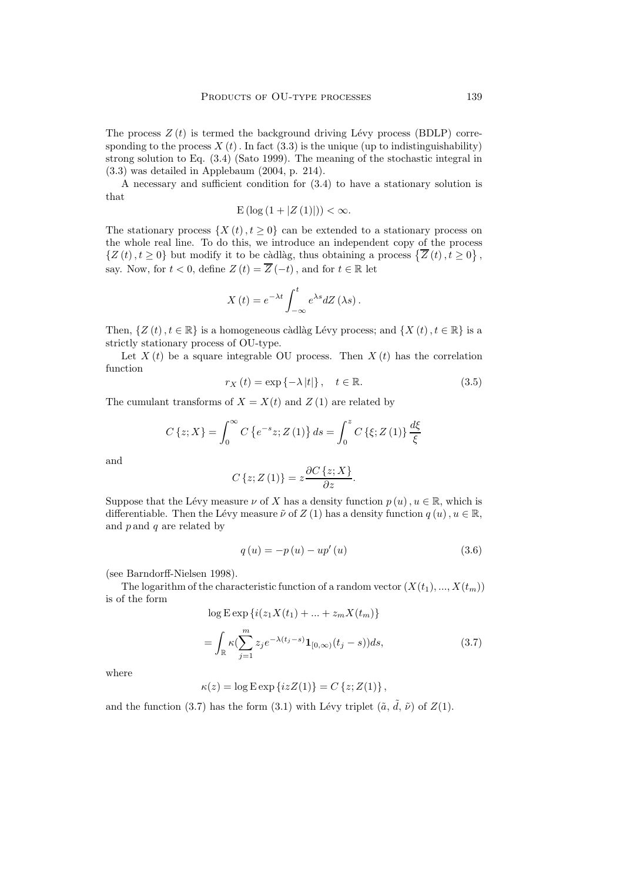The process $Z(t)$ is termed the background driving Lévy process (BDLP) corresponding to the process $X(t)$. In fact (3.3) is the unique (up to indistinguishability) strong solution to Eq. (3.4) (Sato 1999). The meaning of the stochastic integral in (3.3) was detailed in Applebaum (2004, p. 214).

A necessary and sufficient condition for (3.4) to have a stationary solution is that

$$\mathrm{E}\left(\log\left(1+|Z(1)|\right)\right)<\infty.$$

The stationary process $\{X(t), t\geq 0\}$ can be extended to a stationary process on the whole real line. To do this, we introduce an independent copy of the process $\{Z(t), t\geq 0\}$ but modify it to be càdlàg, thus obtaining a process $\left\{\overline{Z}(t), t\geq 0\right\}$, say. Now, for $t<0$, define $Z(t)=\overline{Z}(-t)$, and for $t\in\mathbb{R}$ let

$$X(t)=e^{-\lambda t}\int_{-\infty}^{t}e^{\lambda s}dZ(\lambda s).$$

Then, $\{Z(t), t\in\mathbb{R}\}$ is a homogeneous càdlàg Lévy process; and $\{X(t), t\in\mathbb{R}\}$ is a strictly stationary process of OU-type.

Let $X(t)$ be a square integrable OU process. Then $X(t)$ has the correlation function

$$r_X(t)=\exp\{-\lambda|t|\}, \quad t\in\mathbb{R}. \tag{3.5}$$

The cumulant transforms of $X=X(t)$ and $Z(1)$ are related by

$$C\{z;X\}=\int_{0}^{\infty}C\left\{e^{-s}z;Z(1)\right\}ds=\int_{0}^{z}C\{\xi;Z(1)\}\frac{d\xi}{\xi}$$

and

$$C\{z;Z(1)\}=z\frac{\partial C\{z;X\}}{\partial z}.$$

Suppose that the Lévy measure $\nu$ of $X$ has a density function $p(u), u\in\mathbb{R}$, which is differentiable. Then the Lévy measure $\tilde{\nu}$ of $Z(1)$ has a density function $q(u), u\in\mathbb{R}$, and $p$ and $q$ are related by

$$q(u)=-p(u)-up'(u) \tag{3.6}$$

(see Barndorff-Nielsen 1998).

The logarithm of the characteristic function of a random vector $(X(t_1),...,X(t_m))$ is of the form

$$\begin{aligned}&\log\mathrm{E}\exp\left\{i(z_1X(t_1)+...+z_mX(t_m)\right\}\\&=\int_{\mathbb{R}}\kappa\Big(\sum_{j=1}^{m}z_je^{-\lambda(t_j-s)}\mathbf{1}_{[0,\infty)}(t_j-s)\Big)ds,\end{aligned} \tag{3.7}$$

where

$$\kappa(z)=\log\mathrm{E}\exp\left\{izZ(1)\right\}=C\left\{z;Z(1)\right\},$$

and the function (3.7) has the form (3.1) with Lévy triplet $(\tilde{a}, \tilde{d}, \tilde{\nu})$ of $Z(1)$.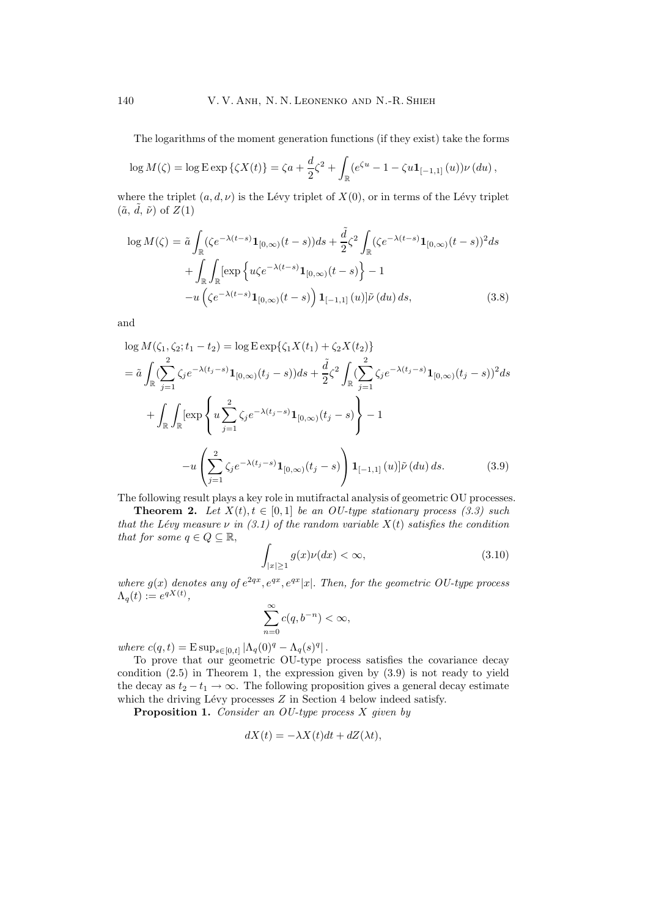The logarithms of the moment generation functions (if they exist) take the forms

$$\log M(\zeta) = \log \mathrm{E} \exp \{\zeta X(t)\} = \zeta a + \frac{d}{2}\zeta^2 + \int_{\mathbb{R}} (e^{\zeta u} - 1 - \zeta u \mathbf{1}_{[-1,1]}(u))\nu(du),$$

where the triplet $(a, d, \nu)$ is the Lévy triplet of $X(0)$, or in terms of the Lévy triplet $(\tilde{a}, \tilde{d}, \tilde{\nu})$ of $Z(1)$

$$\begin{aligned}
\log M(\zeta) &= \tilde{a} \int_{\mathbb{R}} (\zeta e^{-\lambda(t-s)} \mathbf{1}_{[0,\infty)}(t-s))ds + \frac{\tilde{d}}{2}\zeta^2 \int_{\mathbb{R}} (\zeta e^{-\lambda(t-s)} \mathbf{1}_{[0,\infty)}(t-s))^2 ds \\
&+ \int_{\mathbb{R}} \int_{\mathbb{R}} [\exp\left\{u\zeta e^{-\lambda(t-s)} \mathbf{1}_{[0,\infty)}(t-s)\right\} - 1 \\
&- u\left(\zeta e^{-\lambda(t-s)} \mathbf{1}_{[0,\infty)}(t-s)\right) \mathbf{1}_{[-1,1]}(u)]\tilde{\nu}(du)\, ds, \qquad (3.8)
\end{aligned}$$

and

$$\begin{aligned}
&\log M(\zeta_1, \zeta_2; t_1 - t_2) = \log \mathrm{E} \exp\{\zeta_1 X(t_1) + \zeta_2 X(t_2)\} \\
&= \tilde{a} \int_{\mathbb{R}} (\sum_{j=1}^{2} \zeta_j e^{-\lambda(t_j - s)} \mathbf{1}_{[0,\infty)}(t_j - s))ds + \frac{\tilde{d}}{2}\zeta^2 \int_{\mathbb{R}} (\sum_{j=1}^{2} \zeta_j e^{-\lambda(t_j - s)} \mathbf{1}_{[0,\infty)}(t_j - s))^2 ds \\
&\quad + \int_{\mathbb{R}} \int_{\mathbb{R}} [\exp\left\{u \sum_{j=1}^{2} \zeta_j e^{-\lambda(t_j - s)} \mathbf{1}_{[0,\infty)}(t_j - s)\right\} - 1 \\
&\qquad - u\left(\sum_{j=1}^{2} \zeta_j e^{-\lambda(t_j - s)} \mathbf{1}_{[0,\infty)}(t_j - s)\right) \mathbf{1}_{[-1,1]}(u)]\tilde{\nu}(du)\, ds. \qquad (3.9)
\end{aligned}$$

The following result plays a key role in mutifractal analysis of geometric OU processes.

**Theorem 2.** *Let $X(t), t \in [0,1]$ be an OU-type stationary process (3.3) such that the Lévy measure $\nu$ in (3.1) of the random variable $X(t)$ satisfies the condition that for some $q \in Q \subseteq \mathbb{R}$,*

$$\int_{|x|\geq 1} g(x)\nu(dx) < \infty, \qquad (3.10)$$

*where $g(x)$ denotes any of $e^{2qx}, e^{qx}, e^{qx}|x|$. Then, for the geometric OU-type process $\Lambda_q(t) := e^{qX(t)}$,*

$$\sum_{n=0}^{\infty} c(q, b^{-n}) < \infty,$$

*where $c(q,t) = \mathrm{E} \sup_{s\in[0,t]} |\Lambda_q(0)^q - \Lambda_q(s)^q|$.*

To prove that our geometric OU-type process satisfies the covariance decay condition (2.5) in Theorem 1, the expression given by (3.9) is not ready to yield the decay as $t_2 - t_1 \to \infty$. The following proposition gives a general decay estimate which the driving Lévy processes $Z$ in Section 4 below indeed satisfy.

**Proposition 1.** *Consider an OU-type process $X$ given by*

$$dX(t) = -\lambda X(t)dt + dZ(\lambda t),$$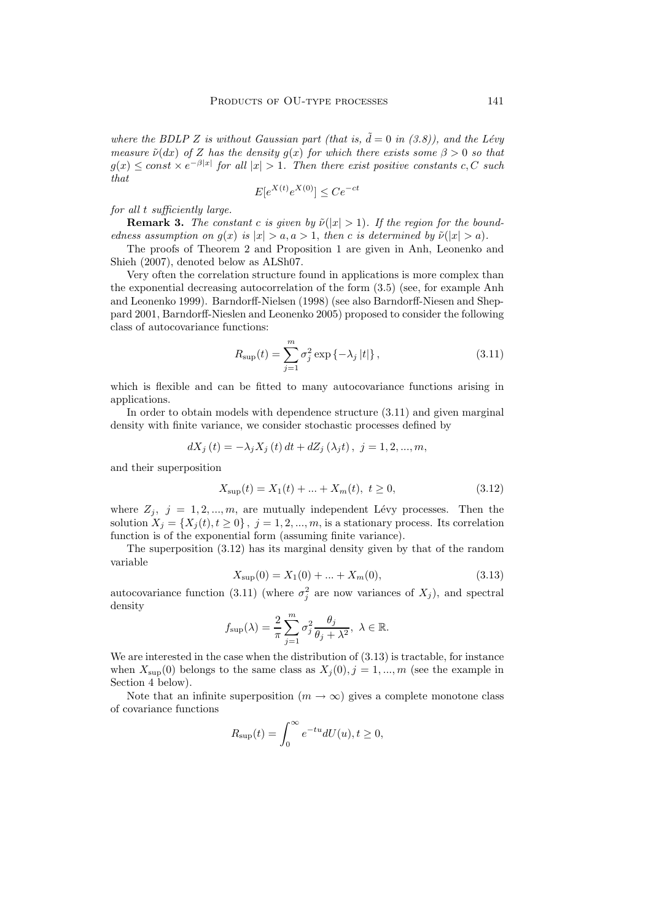*where the BDLP $Z$ is without Gaussian part (that is, $\tilde{d} = 0$ in (3.8)), and the Lévy measure $\tilde{\nu}(dx)$ of $Z$ has the density $g(x)$ for which there exists some $\beta > 0$ so that $g(x) \leq const \times e^{-\beta|x|}$ for all $|x| > 1$. Then there exist positive constants $c, C$ such that*

$$E[e^{X(t)}e^{X(0)}] \leq Ce^{-ct}$$

*for all $t$ sufficiently large.*

**Remark 3.** *The constant $c$ is given by $\tilde{\nu}(|x| > 1)$. If the region for the boundedness assumption on $g(x)$ is $|x| > a, a > 1$, then $c$ is determined by $\tilde{\nu}(|x| > a)$.*

The proofs of Theorem 2 and Proposition 1 are given in Anh, Leonenko and Shieh (2007), denoted below as ALSh07.

Very often the correlation structure found in applications is more complex than the exponential decreasing autocorrelation of the form (3.5) (see, for example Anh and Leonenko 1999). Barndorff-Nielsen (1998) (see also Barndorff-Niesen and Sheppard 2001, Barndorff-Nieslen and Leonenko 2005) proposed to consider the following class of autocovariance functions:

$$R_{\sup}(t) = \sum_{j=1}^{m} \sigma_j^2 \exp\{-\lambda_j |t|\}, \tag{3.11}$$

which is flexible and can be fitted to many autocovariance functions arising in applications.

In order to obtain models with dependence structure (3.11) and given marginal density with finite variance, we consider stochastic processes defined by

$$dX_j(t) = -\lambda_j X_j(t)\, dt + dZ_j(\lambda_j t), \ j = 1, 2, ..., m,$$

and their superposition

$$X_{\sup}(t) = X_1(t) + ... + X_m(t), \ t \geq 0, \tag{3.12}$$

where $Z_j, \ j = 1, 2, ..., m$, are mutually independent Lévy processes. Then the solution $X_j = \{X_j(t), t \geq 0\}, \ j = 1, 2, ..., m$, is a stationary process. Its correlation function is of the exponential form (assuming finite variance).

The superposition (3.12) has its marginal density given by that of the random variable

$$X_{\sup}(0) = X_1(0) + ... + X_m(0), \tag{3.13}$$

autocovariance function (3.11) (where $\sigma_j^2$ are now variances of $X_j$), and spectral density

$$f_{\sup}(\lambda) = \frac{2}{\pi} \sum_{j=1}^{m} \sigma_j^2 \frac{\theta_j}{\theta_j + \lambda^2}, \ \lambda \in \mathbb{R}.$$

We are interested in the case when the distribution of (3.13) is tractable, for instance when $X_{\sup}(0)$ belongs to the same class as $X_j(0), j = 1, ..., m$ (see the example in Section 4 below).

Note that an infinite superposition ($m \to \infty$) gives a complete monotone class of covariance functions

$$R_{\sup}(t) = \int_0^\infty e^{-tu} dU(u), t \geq 0,$$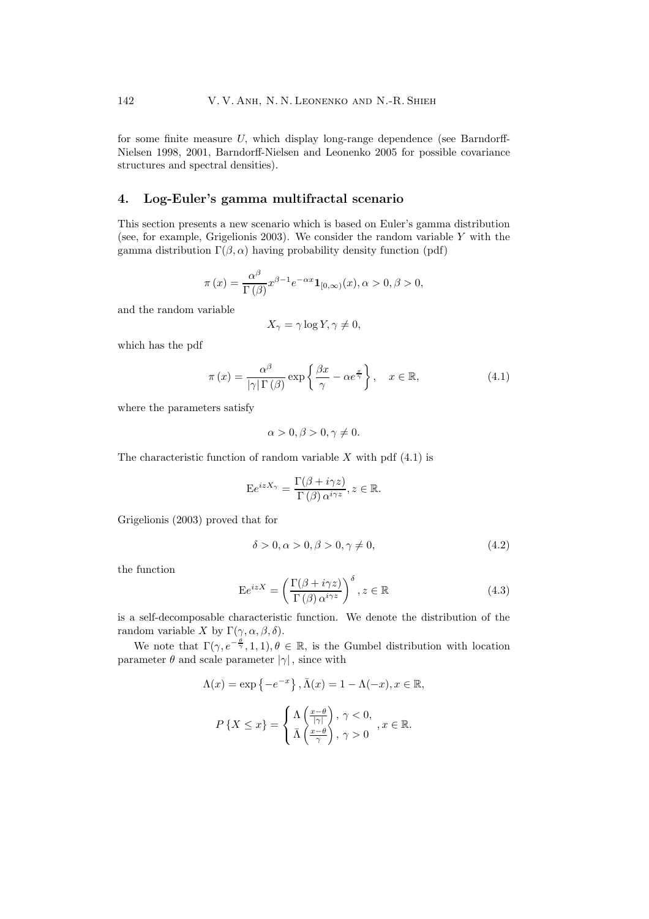for some finite measure $U$, which display long-range dependence (see Barndorff-Nielsen 1998, 2001, Barndorff-Nielsen and Leonenko 2005 for possible covariance structures and spectral densities).

## 4. Log-Euler's gamma multifractal scenario

This section presents a new scenario which is based on Euler's gamma distribution (see, for example, Grigelionis 2003). We consider the random variable $Y$ with the gamma distribution $\Gamma(\beta,\alpha)$ having probability density function (pdf)

$$\pi\left(x\right)=\frac{\alpha^{\beta}}{\Gamma\left(\beta\right)}x^{\beta-1}e^{-\alpha x}\mathbf{1}_{[0,\infty)}(x),\alpha>0,\beta>0,$$

and the random variable

$$X_{\gamma}=\gamma\log Y,\gamma\neq 0,$$

which has the pdf

$$\pi\left(x\right)=\frac{\alpha^{\beta}}{|\gamma|\,\Gamma\left(\beta\right)}\exp\left\{\frac{\beta x}{\gamma}-\alpha e^{\frac{x}{\gamma}}\right\},\quad x\in\mathbb{R},\tag{4.1}$$

where the parameters satisfy

$$\alpha>0,\beta>0,\gamma\neq 0.$$

The characteristic function of random variable $X$ with pdf (4.1) is

$$\mathrm{E}e^{izX_{\gamma}}=\frac{\Gamma(\beta+i\gamma z)}{\Gamma\left(\beta\right)\alpha^{i\gamma z}},z\in\mathbb{R}.$$

Grigelionis (2003) proved that for

$$\delta>0,\alpha>0,\beta>0,\gamma\neq 0,\tag{4.2}$$

the function

$$\mathrm{E}e^{izX}=\left(\frac{\Gamma(\beta+i\gamma z)}{\Gamma\left(\beta\right)\alpha^{i\gamma z}}\right)^{\delta},z\in\mathbb{R}\tag{4.3}$$

is a self-decomposable characteristic function. We denote the distribution of the random variable $X$ by $\Gamma(\gamma,\alpha,\beta,\delta)$.

We note that $\Gamma(\gamma,e^{-\frac{\theta}{\gamma}},1,1),\theta\in\mathbb{R}$, is the Gumbel distribution with location parameter $\theta$ and scale parameter $|\gamma|$, since with

$$\Lambda(x)=\exp\left\{-e^{-x}\right\},\bar{\Lambda}(x)=1-\Lambda(-x),x\in\mathbb{R},$$

$$P\left\{X\leq x\right\}=\begin{cases}\Lambda\left(\frac{x-\theta}{|\gamma|}\right),\ \gamma<0,\\ \bar{\Lambda}\left(\frac{x-\theta}{\gamma}\right),\ \gamma>0\end{cases},x\in\mathbb{R}.$$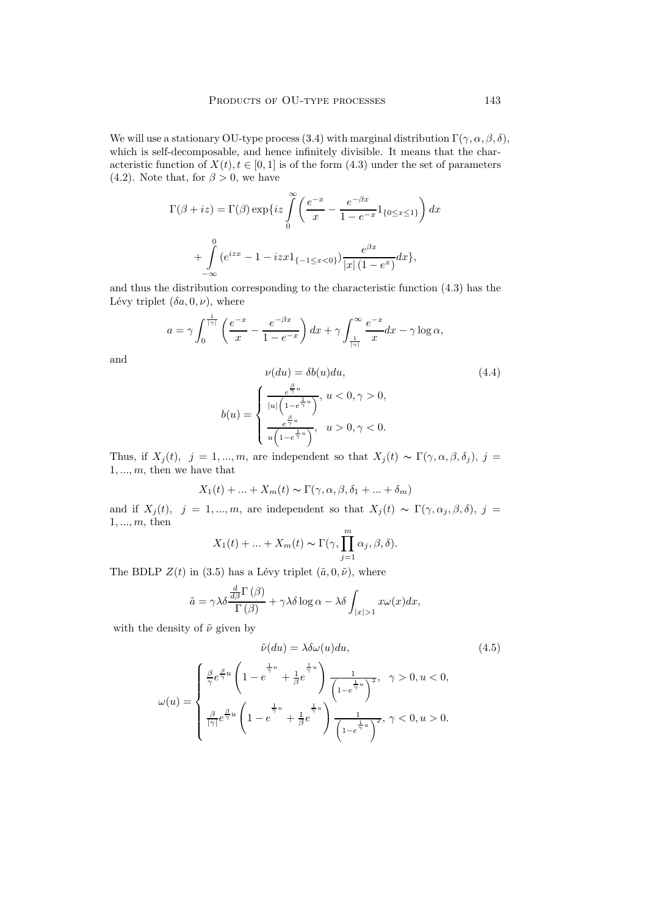We will use a stationary OU-type process (3.4) with marginal distribution $\Gamma(\gamma, \alpha, \beta, \delta)$, which is self-decomposable, and hence infinitely divisible. It means that the characteristic function of $X(t), t \in [0,1]$ is of the form (4.3) under the set of parameters (4.2). Note that, for $\beta > 0$, we have

$$\Gamma(\beta + iz) = \Gamma(\beta) \exp\{iz \int_0^\infty \left( \frac{e^{-x}}{x} - \frac{e^{-\beta x}}{1 - e^{-x}} 1_{\{0 \le x \le 1\}} \right) dx$$

$$+ \int_{-\infty}^{0} (e^{izx} - 1 - izx 1_{\{-1 \le x < 0\}}) \frac{e^{\beta x}}{|x| (1 - e^{x})} dx\},$$

and thus the distribution corresponding to the characteristic function (4.3) has the Lévy triplet $(\delta a, 0, \nu)$, where

$$a = \gamma \int_0^{\frac{1}{|\gamma|}} \left( \frac{e^{-x}}{x} - \frac{e^{-\beta x}}{1 - e^{-x}} \right) dx + \gamma \int_{\frac{1}{|\gamma|}}^{\infty} \frac{e^{-x}}{x} dx - \gamma \log \alpha,$$

and

$$\nu(du) = \delta b(u) du, \tag{4.4}$$

$$b(u) = \begin{cases} \frac{e^{\frac{\beta}{\gamma} u}}{|u| \left( 1 - e^{\frac{1}{\gamma} u} \right)}, \; u < 0, \gamma > 0, \\ \frac{e^{\frac{\beta}{\gamma} u}}{u \left( 1 - e^{\frac{1}{\gamma} u} \right)}, \quad u > 0, \gamma < 0. \end{cases}$$

Thus, if $X_j(t), \; j = 1, ..., m$, are independent so that $X_j(t) \sim \Gamma(\gamma, \alpha, \beta, \delta_j), \; j = 1, ..., m$, then we have that

$$X_1(t) + ... + X_m(t) \sim \Gamma(\gamma, \alpha, \beta, \delta_1 + ... + \delta_m)$$

and if $X_j(t), \; j = 1, ..., m$, are independent so that $X_j(t) \sim \Gamma(\gamma, \alpha_j, \beta, \delta), \; j = 1, ..., m$, then

$$X_1(t) + ... + X_m(t) \sim \Gamma(\gamma, \prod_{j=1}^{m} \alpha_j, \beta, \delta).$$

The BDLP $Z(t)$ in (3.5) has a Lévy triplet $(\tilde{a}, 0, \tilde{\nu})$, where

$$\tilde{a} = \gamma \lambda \delta \frac{\frac{d}{d\beta} \Gamma(\beta)}{\Gamma(\beta)} + \gamma \lambda \delta \log \alpha - \lambda \delta \int_{|x| > 1} x \omega(x) dx,$$

with the density of $\tilde{\nu}$ given by

$$\tilde{\nu}(du) = \lambda \delta \omega(u) du, \tag{4.5}$$

$$\omega(u) = \begin{cases} \frac{\beta}{\gamma} e^{\frac{\beta}{\gamma} u} \left( 1 - e^{\frac{1}{\gamma} u} + \frac{1}{\beta} e^{\frac{1}{\gamma} u} \right) \frac{1}{\left( 1 - e^{\frac{1}{\gamma} u} \right)^2}, \quad \gamma > 0, u < 0, \\ \frac{\beta}{|\gamma|} e^{\frac{\beta}{\gamma} u} \left( 1 - e^{\frac{1}{\gamma} u} + \frac{1}{\beta} e^{\frac{1}{\gamma} u} \right) \frac{1}{\left( 1 - e^{\frac{1}{\gamma} u} \right)^2}, \; \gamma < 0, u > 0. \end{cases}$$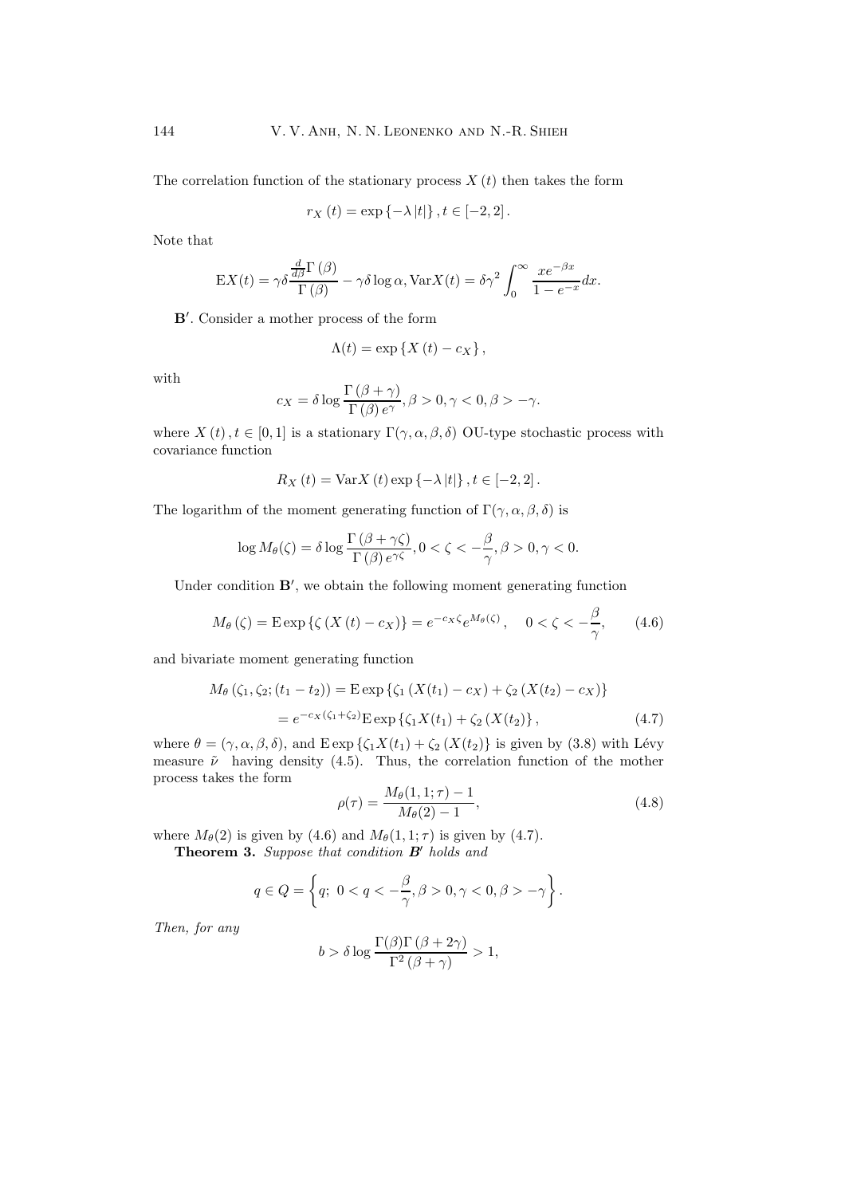The correlation function of the stationary process $X(t)$ then takes the form

$$r_X(t) = \exp\{-\lambda |t|\}, t \in [-2, 2].$$

Note that

$$\mathrm{E}X(t) = \gamma\delta \frac{\frac{d}{d\beta}\Gamma(\beta)}{\Gamma(\beta)} - \gamma\delta \log \alpha, \mathrm{Var}X(t) = \delta\gamma^2 \int_0^\infty \frac{xe^{-\beta x}}{1 - e^{-x}} dx.$$

$\mathbf{B}'$. Consider a mother process of the form

$$\Lambda(t) = \exp\{X(t) - c_X\},$$

with

$$c_X = \delta \log \frac{\Gamma(\beta + \gamma)}{\Gamma(\beta) e^{\gamma}}, \beta > 0, \gamma < 0, \beta > -\gamma.$$

where $X(t), t \in [0, 1]$ is a stationary $\Gamma(\gamma, \alpha, \beta, \delta)$ OU-type stochastic process with covariance function

$$R_X(t) = \mathrm{Var}X(t) \exp\{-\lambda |t|\}, t \in [-2, 2].$$

The logarithm of the moment generating function of $\Gamma(\gamma, \alpha, \beta, \delta)$ is

$$\log M_\theta(\zeta) = \delta \log \frac{\Gamma(\beta + \gamma\zeta)}{\Gamma(\beta) e^{\gamma\zeta}}, 0 < \zeta < -\frac{\beta}{\gamma}, \beta > 0, \gamma < 0.$$

Under condition $\mathbf{B}'$, we obtain the following moment generating function

$$M_\theta(\zeta) = \mathrm{E}\exp\{\zeta(X(t) - c_X)\} = e^{-c_X\zeta} e^{M_\theta(\zeta)}, \quad 0 < \zeta < -\frac{\beta}{\gamma}, \tag{4.6}$$

and bivariate moment generating function

$$\begin{aligned} M_\theta(\zeta_1, \zeta_2; (t_1 - t_2)) &= \mathrm{E}\exp\{\zeta_1(X(t_1) - c_X) + \zeta_2(X(t_2) - c_X)\} \\ &= e^{-c_X(\zeta_1 + \zeta_2)} \mathrm{E}\exp\{\zeta_1 X(t_1) + \zeta_2(X(t_2))\}, \end{aligned} \tag{4.7}$$

where $\theta = (\gamma, \alpha, \beta, \delta)$, and $\mathrm{E}\exp\{\zeta_1 X(t_1) + \zeta_2(X(t_2))\}$ is given by (3.8) with Lévy measure $\tilde{\nu}$ having density (4.5). Thus, the correlation function of the mother process takes the form

$$\rho(\tau) = \frac{M_\theta(1, 1; \tau) - 1}{M_\theta(2) - 1}, \tag{4.8}$$

where $M_\theta(2)$ is given by (4.6) and $M_\theta(1, 1; \tau)$ is given by (4.7).

**Theorem 3.** *Suppose that condition $\mathbf{B}'$ holds and*

$$q \in Q = \left\{q;\ 0 < q < -\frac{\beta}{\gamma}, \beta > 0, \gamma < 0, \beta > -\gamma\right\}.$$

*Then, for any*

$$b > \delta \log \frac{\Gamma(\beta)\Gamma(\beta + 2\gamma)}{\Gamma^2(\beta + \gamma)} > 1,$$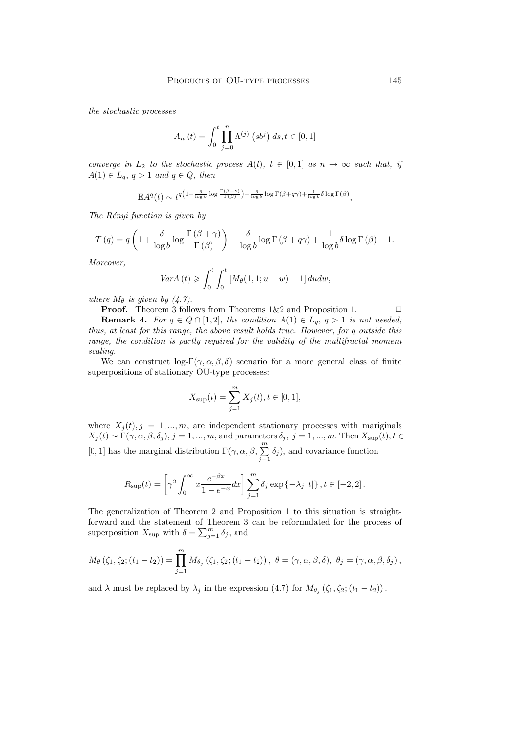*the stochastic processes*

$$A_n(t) = \int_0^t \prod_{j=0}^{n} \Lambda^{(j)}\left(sb^j\right) ds, t \in [0,1]$$

*converge in* $L_2$ *to the stochastic process* $A(t)$, $t \in [0,1]$ *as* $n \to \infty$ *such that, if* $A(1) \in L_q$, $q > 1$ *and* $q \in Q$, *then*

$$\mathrm{E}A^q(t) \sim t^{q\left(1+\frac{\delta}{\log b}\log\frac{\Gamma(\beta+\gamma)}{\Gamma(\beta)}\right)-\frac{\delta}{\log b}\log\Gamma(\beta+q\gamma)+\frac{1}{\log b}\delta\log\Gamma(\beta)},$$

*The Rényi function is given by*

$$T(q) = q\left(1+\frac{\delta}{\log b}\log\frac{\Gamma(\beta+\gamma)}{\Gamma(\beta)}\right) - \frac{\delta}{\log b}\log\Gamma(\beta+q\gamma) + \frac{1}{\log b}\delta\log\Gamma(\beta) - 1.$$

*Moreover,*

$$VarA(t) \geqslant \int_0^t \int_0^t \left[M_\theta(1,1;u-w)-1\right] dudw,$$

*where* $M_\theta$ *is given by (4.7).*

**Proof.** Theorem 3 follows from Theorems 1&2 and Proposition 1. □

**Remark 4.** *For* $q \in Q \cap [1,2]$, *the condition* $A(1) \in L_q$, $q > 1$ *is not needed; thus, at least for this range, the above result holds true. However, for* $q$ *outside this range, the condition is partly required for the validity of the multifractal moment scaling.*

We can construct log-$\Gamma(\gamma,\alpha,\beta,\delta)$ scenario for a more general class of finite superpositions of stationary OU-type processes:

$$X_{\sup}(t) = \sum_{j=1}^{m} X_j(t), t \in [0,1],$$

where $X_j(t), j = 1,...,m$, are independent stationary processes with mariginals $X_j(t) \sim \Gamma(\gamma,\alpha,\beta,\delta_j)$, $j = 1,...,m$, and parameters $\delta_j$, $j = 1,...,m$. Then $X_{\sup}(t), t \in [0,1]$ has the marginal distribution $\Gamma(\gamma,\alpha,\beta,\sum_{j=1}^{m}\delta_j)$, and covariance function

$$R_{\sup}(t) = \left[\gamma^2\int_0^\infty x\frac{e^{-\beta x}}{1-e^{-x}}dx\right]\sum_{j=1}^{m}\delta_j\exp\left\{-\lambda_j|t|\right\}, t \in [-2,2].$$

The generalization of Theorem 2 and Proposition 1 to this situation is straightforward and the statement of Theorem 3 can be reformulated for the process of superposition $X_{\sup}$ with $\delta = \sum_{j=1}^{m}\delta_j$, and

$$M_\theta(\zeta_1,\zeta_2;(t_1-t_2)) = \prod_{j=1}^{m} M_{\theta_j}(\zeta_1,\zeta_2;(t_1-t_2)),\ \theta = (\gamma,\alpha,\beta,\delta),\ \theta_j = (\gamma,\alpha,\beta,\delta_j),$$

and $\lambda$ must be replaced by $\lambda_j$ in the expression (4.7) for $M_{\theta_j}(\zeta_1,\zeta_2;(t_1-t_2))$.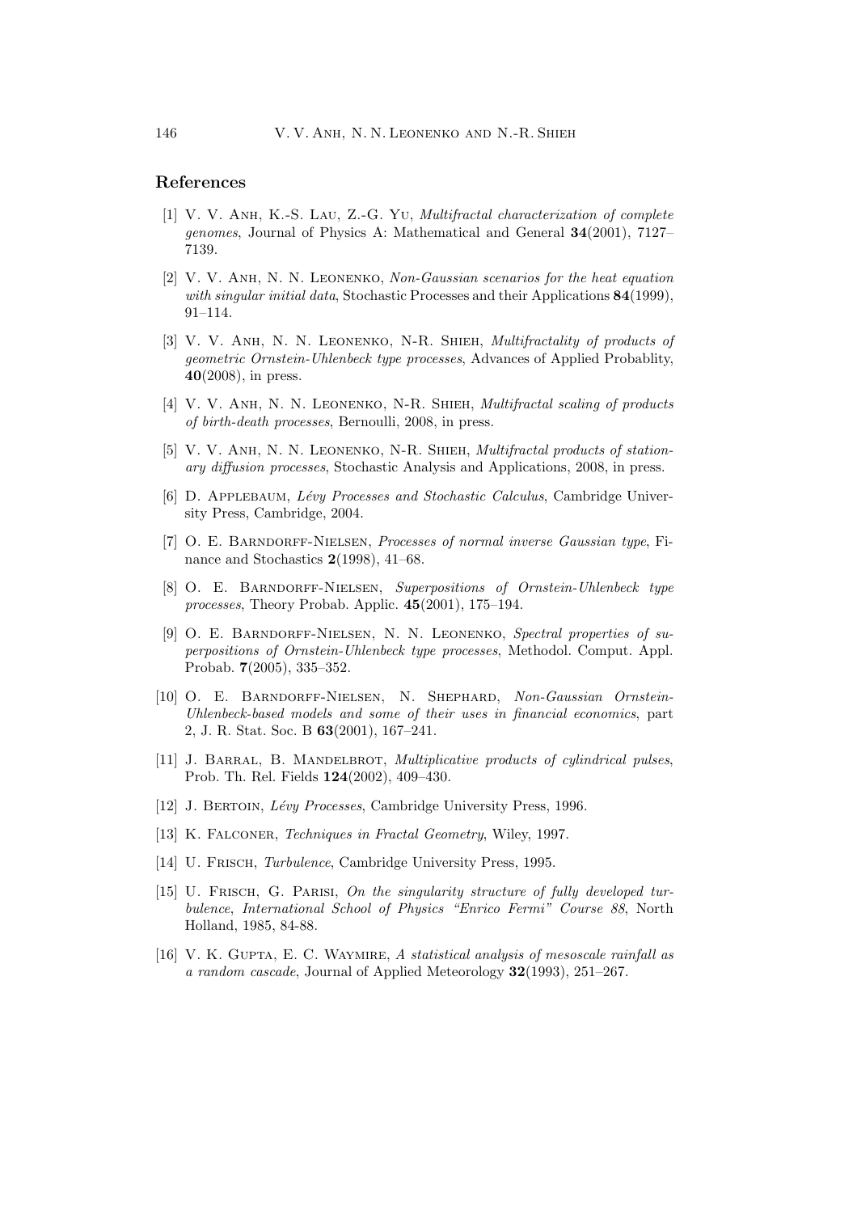## References

[1] V. V. Anh, K.-S. Lau, Z.-G. Yu, *Multifractal characterization of complete genomes*, Journal of Physics A: Mathematical and General **34**(2001), 7127–7139.

[2] V. V. Anh, N. N. Leonenko, *Non-Gaussian scenarios for the heat equation with singular initial data*, Stochastic Processes and their Applications **84**(1999), 91–114.

[3] V. V. Anh, N. N. Leonenko, N-R. Shieh, *Multifractality of products of geometric Ornstein-Uhlenbeck type processes*, Advances of Applied Probablity, **40**(2008), in press.

[4] V. V. Anh, N. N. Leonenko, N-R. Shieh, *Multifractal scaling of products of birth-death processes*, Bernoulli, 2008, in press.

[5] V. V. Anh, N. N. Leonenko, N-R. Shieh, *Multifractal products of stationary diffusion processes*, Stochastic Analysis and Applications, 2008, in press.

[6] D. Applebaum, *Lévy Processes and Stochastic Calculus*, Cambridge University Press, Cambridge, 2004.

[7] O. E. Barndorff-Nielsen, *Processes of normal inverse Gaussian type*, Finance and Stochastics **2**(1998), 41–68.

[8] O. E. Barndorff-Nielsen, *Superpositions of Ornstein-Uhlenbeck type processes*, Theory Probab. Applic. **45**(2001), 175–194.

[9] O. E. Barndorff-Nielsen, N. N. Leonenko, *Spectral properties of superpositions of Ornstein-Uhlenbeck type processes*, Methodol. Comput. Appl. Probab. **7**(2005), 335–352.

[10] O. E. Barndorff-Nielsen, N. Shephard, *Non-Gaussian Ornstein-Uhlenbeck-based models and some of their uses in financial economics*, part 2, J. R. Stat. Soc. B **63**(2001), 167–241.

[11] J. Barral, B. Mandelbrot, *Multiplicative products of cylindrical pulses*, Prob. Th. Rel. Fields **124**(2002), 409–430.

[12] J. Bertoin, *Lévy Processes*, Cambridge University Press, 1996.

[13] K. Falconer, *Techniques in Fractal Geometry*, Wiley, 1997.

[14] U. Frisch, *Turbulence*, Cambridge University Press, 1995.

[15] U. Frisch, G. Parisi, *On the singularity structure of fully developed turbulence*, *International School of Physics "Enrico Fermi" Course 88*, North Holland, 1985, 84-88.

[16] V. K. Gupta, E. C. Waymire, *A statistical analysis of mesoscale rainfall as a random cascade*, Journal of Applied Meteorology **32**(1993), 251–267.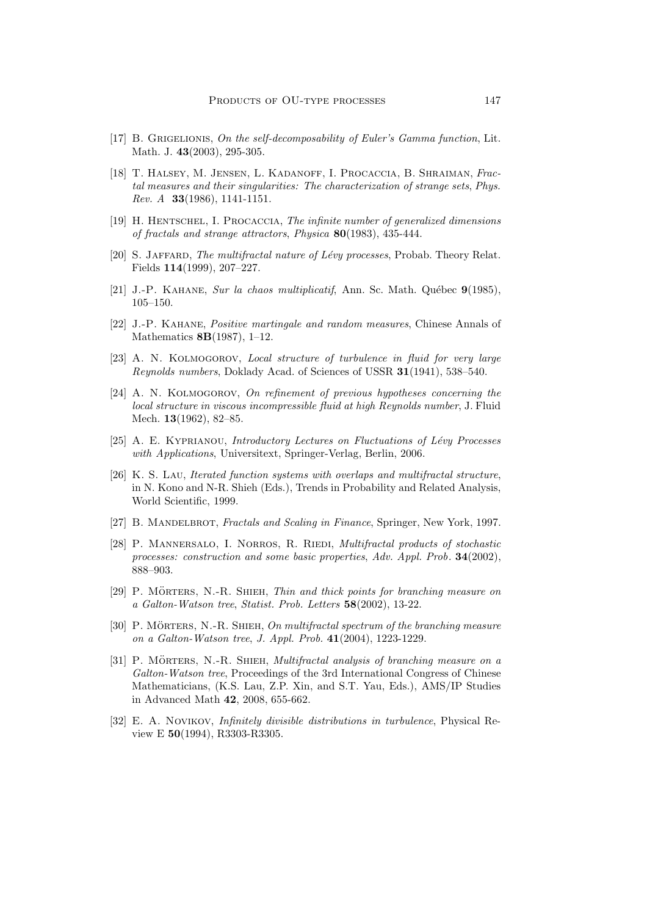[17] B. Grigelionis, *On the self-decomposability of Euler's Gamma function*, Lit. Math. J. **43**(2003), 295-305.

[18] T. Halsey, M. Jensen, L. Kadanoff, I. Procaccia, B. Shraiman, *Fractal measures and their singularities: The characterization of strange sets*, *Phys. Rev. A* **33**(1986), 1141-1151.

[19] H. Hentschel, I. Procaccia, *The infinite number of generalized dimensions of fractals and strange attractors*, *Physica* **80**(1983), 435-444.

[20] S. Jaffard, *The multifractal nature of Lévy processes*, Probab. Theory Relat. Fields **114**(1999), 207–227.

[21] J.-P. Kahane, *Sur la chaos multiplicatif*, Ann. Sc. Math. Québec **9**(1985), 105–150.

[22] J.-P. Kahane, *Positive martingale and random measures*, Chinese Annals of Mathematics **8B**(1987), 1–12.

[23] A. N. Kolmogorov, *Local structure of turbulence in fluid for very large Reynolds numbers*, Doklady Acad. of Sciences of USSR **31**(1941), 538–540.

[24] A. N. Kolmogorov, *On refinement of previous hypotheses concerning the local structure in viscous incompressible fluid at high Reynolds number*, J. Fluid Mech. **13**(1962), 82–85.

[25] A. E. Kyprianou, *Introductory Lectures on Fluctuations of Lévy Processes with Applications*, Universitext, Springer-Verlag, Berlin, 2006.

[26] K. S. Lau, *Iterated function systems with overlaps and multifractal structure*, in N. Kono and N-R. Shieh (Eds.), Trends in Probability and Related Analysis, World Scientific, 1999.

[27] B. Mandelbrot, *Fractals and Scaling in Finance*, Springer, New York, 1997.

[28] P. Mannersalo, I. Norros, R. Riedi, *Multifractal products of stochastic processes: construction and some basic properties*, *Adv. Appl. Prob*. **34**(2002), 888–903.

[29] P. Mörters, N.-R. Shieh, *Thin and thick points for branching measure on a Galton-Watson tree*, *Statist. Prob. Letters* **58**(2002), 13-22.

[30] P. Mörters, N.-R. Shieh, *On multifractal spectrum of the branching measure on a Galton-Watson tree*, *J. Appl. Prob.* **41**(2004), 1223-1229.

[31] P. Mörters, N.-R. Shieh, *Multifractal analysis of branching measure on a Galton-Watson tree*, Proceedings of the 3rd International Congress of Chinese Mathematicians, (K.S. Lau, Z.P. Xin, and S.T. Yau, Eds.), AMS/IP Studies in Advanced Math **42**, 2008, 655-662.

[32] E. A. Novikov, *Infinitely divisible distributions in turbulence*, Physical Review E **50**(1994), R3303-R3305.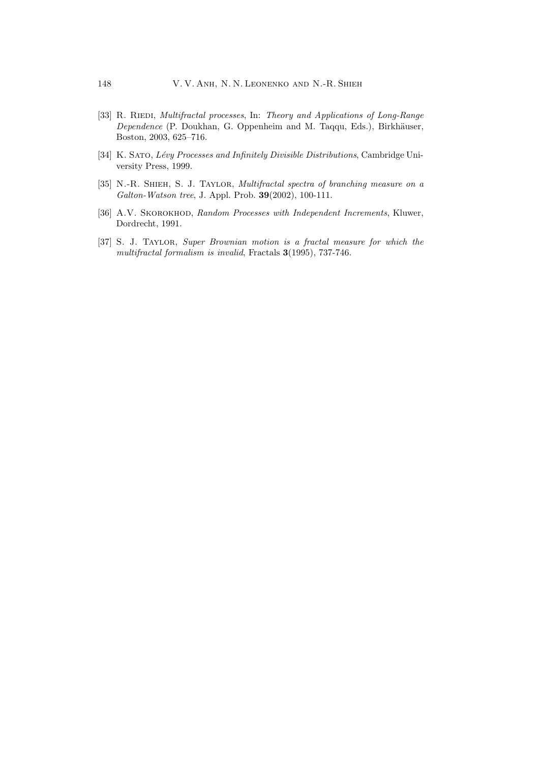[33] R. Riedi, *Multifractal processes*, In: *Theory and Applications of Long-Range Dependence* (P. Doukhan, G. Oppenheim and M. Taqqu, Eds.), Birkhäuser, Boston, 2003, 625–716.

[34] K. Sato, *Lévy Processes and Infinitely Divisible Distributions*, Cambridge University Press, 1999.

[35] N.-R. Shieh, S. J. Taylor, *Multifractal spectra of branching measure on a Galton-Watson tree*, J. Appl. Prob. **39**(2002), 100-111.

[36] A.V. Skorokhod, *Random Processes with Independent Increments*, Kluwer, Dordrecht, 1991.

[37] S. J. Taylor, *Super Brownian motion is a fractal measure for which the multifractal formalism is invalid*, Fractals **3**(1995), 737-746.